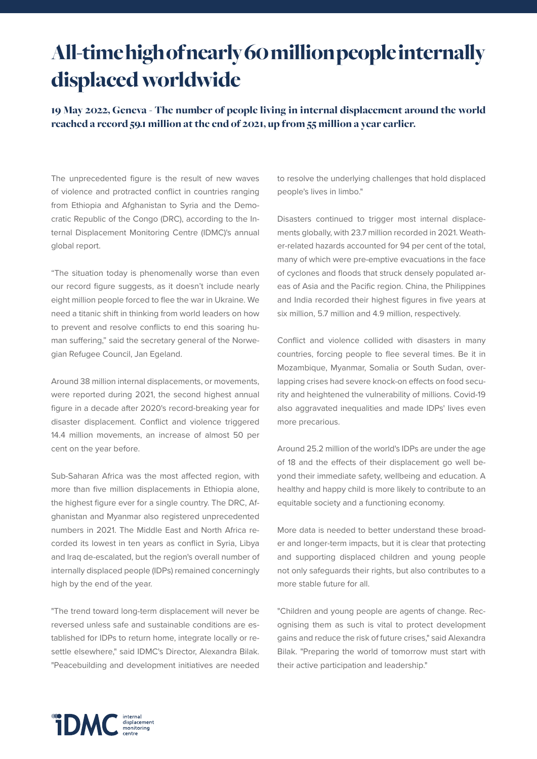# All-time high of nearly 60 million people internally displaced worldwide

**19 May 2022, Geneva - The number of people living in internal displacement around the world reached a record 59.1 million at the end of 2021, up from 55 million a year earlier.**

The unprecedented figure is the result of new waves of violence and protracted conflict in countries ranging from Ethiopia and Afghanistan to Syria and the Democratic Republic of the Congo (DRC), according to the Internal Displacement Monitoring Centre (IDMC)'s annual global report.

"The situation today is phenomenally worse than even our record figure suggests, as it doesn't include nearly eight million people forced to flee the war in Ukraine. We need a titanic shift in thinking from world leaders on how to prevent and resolve conflicts to end this soaring human suffering," said the secretary general of the Norwegian Refugee Council, Jan Egeland.

Around 38 million internal displacements, or movements, were reported during 2021, the second highest annual figure in a decade after 2020's record-breaking year for disaster displacement. Conflict and violence triggered 14.4 million movements, an increase of almost 50 per cent on the year before.

Sub-Saharan Africa was the most affected region, with more than five million displacements in Ethiopia alone, the highest figure ever for a single country. The DRC, Afghanistan and Myanmar also registered unprecedented numbers in 2021. The Middle East and North Africa recorded its lowest in ten years as conflict in Syria, Libya and Iraq de-escalated, but the region's overall number of internally displaced people (IDPs) remained concerningly high by the end of the year.

"The trend toward long-term displacement will never be reversed unless safe and sustainable conditions are established for IDPs to return home, integrate locally or resettle elsewhere," said IDMC's Director, Alexandra Bilak. "Peacebuilding and development initiatives are needed to resolve the underlying challenges that hold displaced people's lives in limbo."

Disasters continued to trigger most internal displacements globally, with 23.7 million recorded in 2021. Weather-related hazards accounted for 94 per cent of the total, many of which were pre-emptive evacuations in the face of cyclones and floods that struck densely populated areas of Asia and the Pacific region. China, the Philippines and India recorded their highest figures in five years at six million, 5.7 million and 4.9 million, respectively.

Conflict and violence collided with disasters in many countries, forcing people to flee several times. Be it in Mozambique, Myanmar, Somalia or South Sudan, overlapping crises had severe knock-on effects on food security and heightened the vulnerability of millions. Covid-19 also aggravated inequalities and made IDPs' lives even more precarious.

Around 25.2 million of the world's IDPs are under the age of 18 and the effects of their displacement go well beyond their immediate safety, wellbeing and education. A healthy and happy child is more likely to contribute to an equitable society and a functioning economy.

More data is needed to better understand these broader and longer-term impacts, but it is clear that protecting and supporting displaced children and young people not only safeguards their rights, but also contributes to a more stable future for all.

"Children and young people are agents of change. Recognising them as such is vital to protect development gains and reduce the risk of future crises," said Alexandra Bilak. "Preparing the world of tomorrow must start with their active participation and leadership."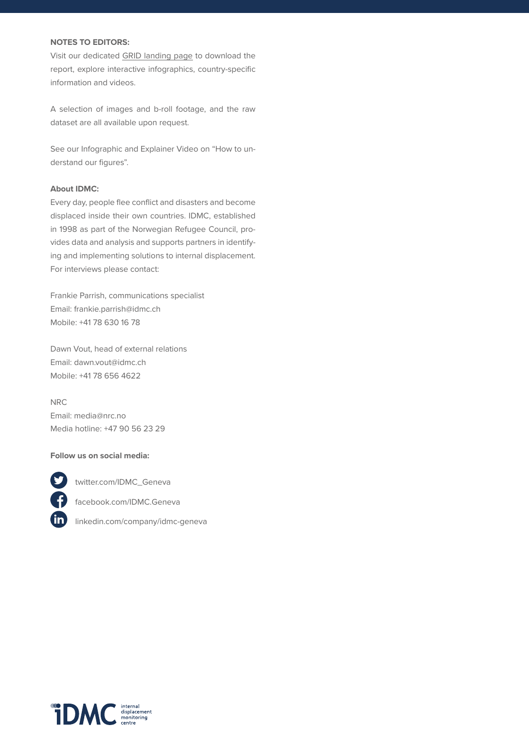**NOTES TO EDITORS:**

Visit our dedicated GRID landing page to download the report, explore interactive infographics, country-specific information and videos.

A selection of images and b-roll footage, and the raw dataset are all available upon request.

See our Infographic and Explainer Video on "How to understand our figures".

**About IDMC:**

Every day, people flee conflict and disasters and become displaced inside their own countries. IDMC, established in 1998 as part of the Norwegian Refugee Council, provides data and analysis and supports partners in identifying and implementing solutions to internal displacement. For interviews please contact:

Frankie Parrish, communications specialist
Email: frankie.parrish@idmc.ch
Mobile: +41 78 630 16 78

Dawn Vout, head of external relations
Email: dawn.vout@idmc.ch
Mobile: +41 78 656 4622

NRC
Email: media@nrc.no
Media hotline: +47 90 56 23 29

**Follow us on social media:**

twitter.com/IDMC_Geneva

facebook.com/IDMC.Geneva

linkedin.com/company/idmc-geneva